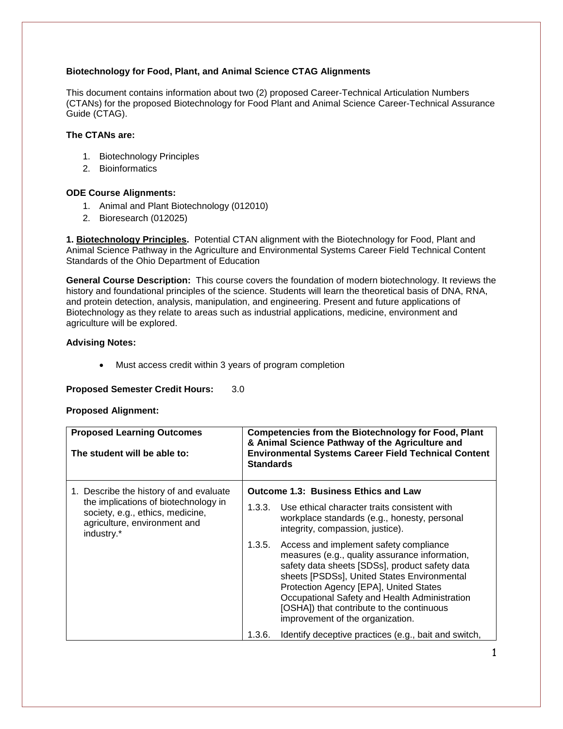**Biotechnology for Food, Plant, and Animal Science CTAG Alignments**

This document contains information about two (2) proposed Career-Technical Articulation Numbers (CTANs) for the proposed Biotechnology for Food Plant and Animal Science Career-Technical Assurance Guide (CTAG).

**The CTANs are:**

1. Biotechnology Principles
2. Bioinformatics

**ODE Course Alignments:**

1. Animal and Plant Biotechnology (012010)
2. Bioresearch (012025)

**1. <u>Biotechnology Principles</u>.** Potential CTAN alignment with the Biotechnology for Food, Plant and Animal Science Pathway in the Agriculture and Environmental Systems Career Field Technical Content Standards of the Ohio Department of Education

**General Course Description:** This course covers the foundation of modern biotechnology. It reviews the history and foundational principles of the science. Students will learn the theoretical basis of DNA, RNA, and protein detection, analysis, manipulation, and engineering. Present and future applications of Biotechnology as they relate to areas such as industrial applications, medicine, environment and agriculture will be explored.

**Advising Notes:**

- Must access credit within 3 years of program completion

**Proposed Semester Credit Hours:** 3.0

**Proposed Alignment:**

| **Proposed Learning Outcomes**<br><br>**The student will be able to:** | **Competencies from the Biotechnology for Food, Plant & Animal Science Pathway of the Agriculture and Environmental Systems Career Field Technical Content Standards** |
|---|---|
| 1. Describe the history of and evaluate the implications of biotechnology in society, e.g., ethics, medicine, agriculture, environment and industry.* | **Outcome 1.3: Business Ethics and Law**<br><br>1.3.3. Use ethical character traits consistent with workplace standards (e.g., honesty, personal integrity, compassion, justice).<br><br>1.3.5. Access and implement safety compliance measures (e.g., quality assurance information, safety data sheets [SDSs], product safety data sheets [PSDSs], United States Environmental Protection Agency [EPA], United States Occupational Safety and Health Administration [OSHA]) that contribute to the continuous improvement of the organization.<br><br>1.3.6. Identify deceptive practices (e.g., bait and switch, |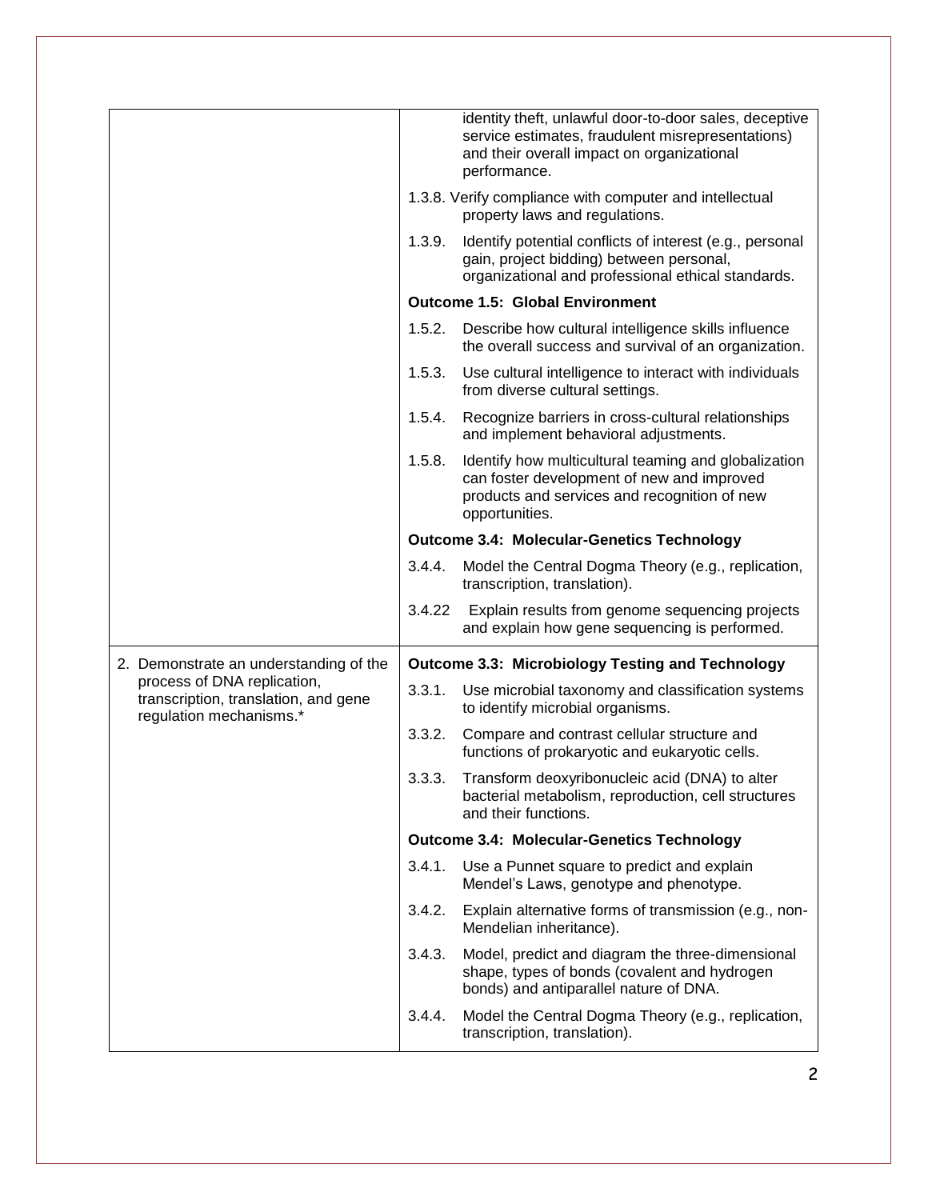| | |
|---|---|
| | identity theft, unlawful door-to-door sales, deceptive service estimates, fraudulent misrepresentations) and their overall impact on organizational performance.<br><br>1.3.8. Verify compliance with computer and intellectual property laws and regulations.<br><br>1.3.9. Identify potential conflicts of interest (e.g., personal gain, project bidding) between personal, organizational and professional ethical standards.<br><br>**Outcome 1.5: Global Environment**<br><br>1.5.2. Describe how cultural intelligence skills influence the overall success and survival of an organization.<br><br>1.5.3. Use cultural intelligence to interact with individuals from diverse cultural settings.<br><br>1.5.4. Recognize barriers in cross-cultural relationships and implement behavioral adjustments.<br><br>1.5.8. Identify how multicultural teaming and globalization can foster development of new and improved products and services and recognition of new opportunities.<br><br>**Outcome 3.4: Molecular-Genetics Technology**<br><br>3.4.4. Model the Central Dogma Theory (e.g., replication, transcription, translation).<br><br>3.4.22 Explain results from genome sequencing projects and explain how gene sequencing is performed. |
| 2. Demonstrate an understanding of the process of DNA replication, transcription, translation, and gene regulation mechanisms.* | **Outcome 3.3: Microbiology Testing and Technology**<br><br>3.3.1. Use microbial taxonomy and classification systems to identify microbial organisms.<br><br>3.3.2. Compare and contrast cellular structure and functions of prokaryotic and eukaryotic cells.<br><br>3.3.3. Transform deoxyribonucleic acid (DNA) to alter bacterial metabolism, reproduction, cell structures and their functions.<br><br>**Outcome 3.4: Molecular-Genetics Technology**<br><br>3.4.1. Use a Punnet square to predict and explain Mendel's Laws, genotype and phenotype.<br><br>3.4.2. Explain alternative forms of transmission (e.g., non-Mendelian inheritance).<br><br>3.4.3. Model, predict and diagram the three-dimensional shape, types of bonds (covalent and hydrogen bonds) and antiparallel nature of DNA.<br><br>3.4.4. Model the Central Dogma Theory (e.g., replication, transcription, translation). |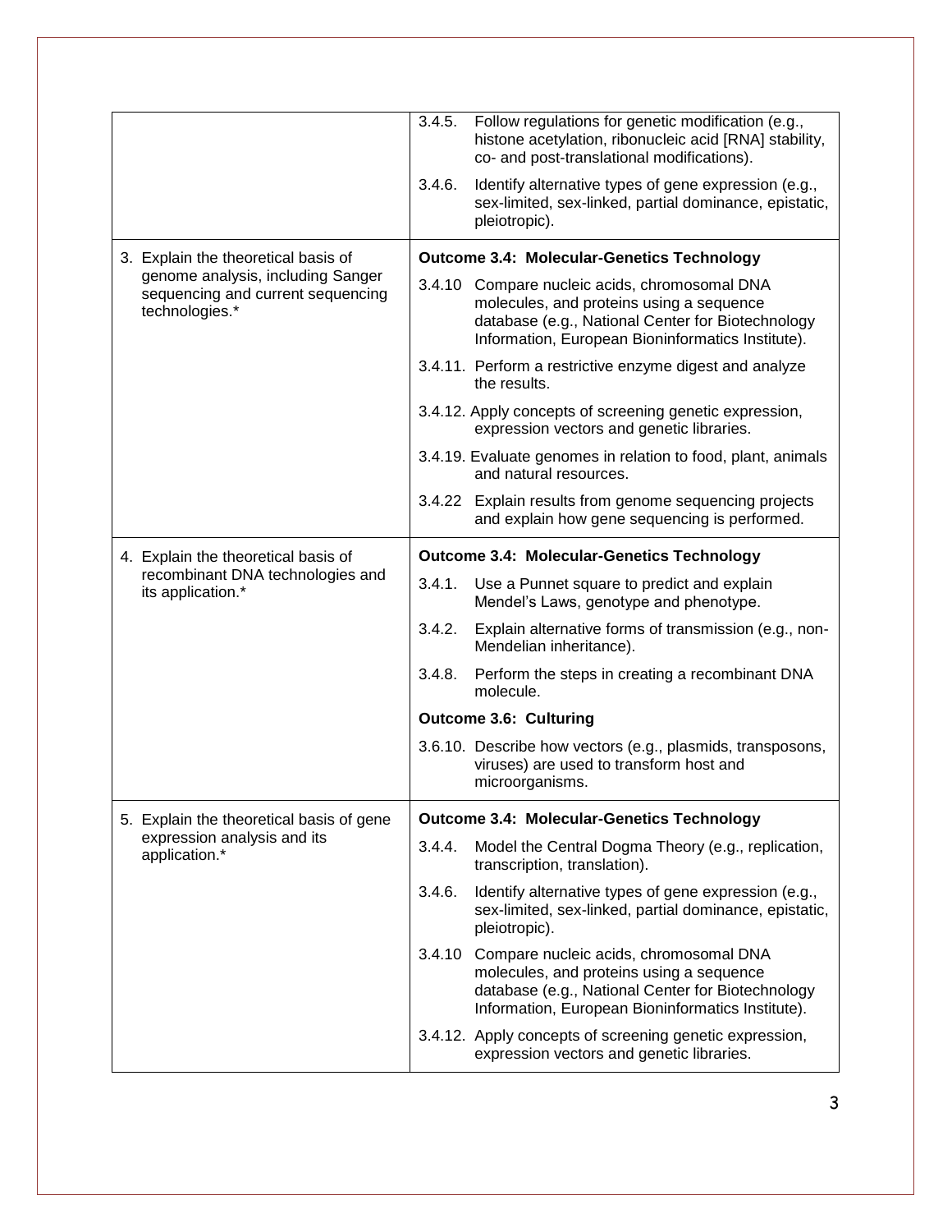| | |
|---|---|
| | 3.4.5. Follow regulations for genetic modification (e.g., histone acetylation, ribonucleic acid [RNA] stability, co- and post-translational modifications).<br><br>3.4.6. Identify alternative types of gene expression (e.g., sex-limited, sex-linked, partial dominance, epistatic, pleiotropic). |
| 3. Explain the theoretical basis of genome analysis, including Sanger sequencing and current sequencing technologies.* | **Outcome 3.4: Molecular-Genetics Technology**<br><br>3.4.10 Compare nucleic acids, chromosomal DNA molecules, and proteins using a sequence database (e.g., National Center for Biotechnology Information, European Bioninformatics Institute).<br><br>3.4.11. Perform a restrictive enzyme digest and analyze the results.<br><br>3.4.12. Apply concepts of screening genetic expression, expression vectors and genetic libraries.<br><br>3.4.19. Evaluate genomes in relation to food, plant, animals and natural resources.<br><br>3.4.22 Explain results from genome sequencing projects and explain how gene sequencing is performed. |
| 4. Explain the theoretical basis of recombinant DNA technologies and its application.* | **Outcome 3.4: Molecular-Genetics Technology**<br><br>3.4.1. Use a Punnet square to predict and explain Mendel's Laws, genotype and phenotype.<br><br>3.4.2. Explain alternative forms of transmission (e.g., non-Mendelian inheritance).<br><br>3.4.8. Perform the steps in creating a recombinant DNA molecule.<br><br>**Outcome 3.6: Culturing**<br><br>3.6.10. Describe how vectors (e.g., plasmids, transposons, viruses) are used to transform host and microorganisms. |
| 5. Explain the theoretical basis of gene expression analysis and its application.* | **Outcome 3.4: Molecular-Genetics Technology**<br><br>3.4.4. Model the Central Dogma Theory (e.g., replication, transcription, translation).<br><br>3.4.6. Identify alternative types of gene expression (e.g., sex-limited, sex-linked, partial dominance, epistatic, pleiotropic).<br><br>3.4.10 Compare nucleic acids, chromosomal DNA molecules, and proteins using a sequence database (e.g., National Center for Biotechnology Information, European Bioninformatics Institute).<br><br>3.4.12. Apply concepts of screening genetic expression, expression vectors and genetic libraries. |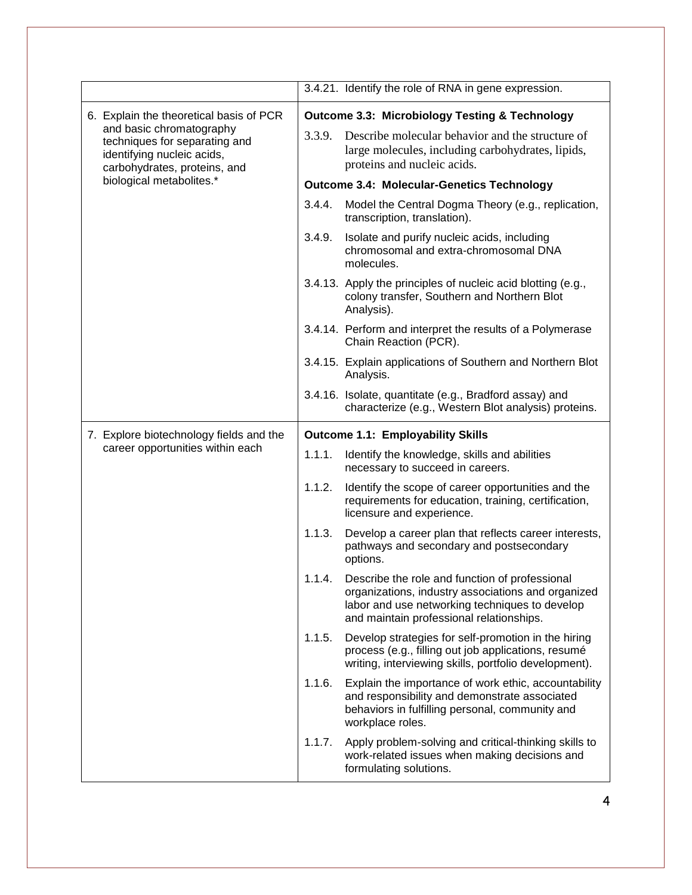| | |
|---|---|
| | 3.4.21. Identify the role of RNA in gene expression. |
| 6. Explain the theoretical basis of PCR and basic chromatography techniques for separating and identifying nucleic acids, carbohydrates, proteins, and biological metabolites.* | **Outcome 3.3: Microbiology Testing & Technology**<br>3.3.9. Describe molecular behavior and the structure of large molecules, including carbohydrates, lipids, proteins and nucleic acids.<br>**Outcome 3.4: Molecular-Genetics Technology**<br>3.4.4. Model the Central Dogma Theory (e.g., replication, transcription, translation).<br>3.4.9. Isolate and purify nucleic acids, including chromosomal and extra-chromosomal DNA molecules.<br>3.4.13. Apply the principles of nucleic acid blotting (e.g., colony transfer, Southern and Northern Blot Analysis).<br>3.4.14. Perform and interpret the results of a Polymerase Chain Reaction (PCR).<br>3.4.15. Explain applications of Southern and Northern Blot Analysis.<br>3.4.16. Isolate, quantitate (e.g., Bradford assay) and characterize (e.g., Western Blot analysis) proteins. |
| 7. Explore biotechnology fields and the career opportunities within each | **Outcome 1.1: Employability Skills**<br>1.1.1. Identify the knowledge, skills and abilities necessary to succeed in careers.<br>1.1.2. Identify the scope of career opportunities and the requirements for education, training, certification, licensure and experience.<br>1.1.3. Develop a career plan that reflects career interests, pathways and secondary and postsecondary options.<br>1.1.4. Describe the role and function of professional organizations, industry associations and organized labor and use networking techniques to develop and maintain professional relationships.<br>1.1.5. Develop strategies for self-promotion in the hiring process (e.g., filling out job applications, resumé writing, interviewing skills, portfolio development).<br>1.1.6. Explain the importance of work ethic, accountability and responsibility and demonstrate associated behaviors in fulfilling personal, community and workplace roles.<br>1.1.7. Apply problem-solving and critical-thinking skills to work-related issues when making decisions and formulating solutions. |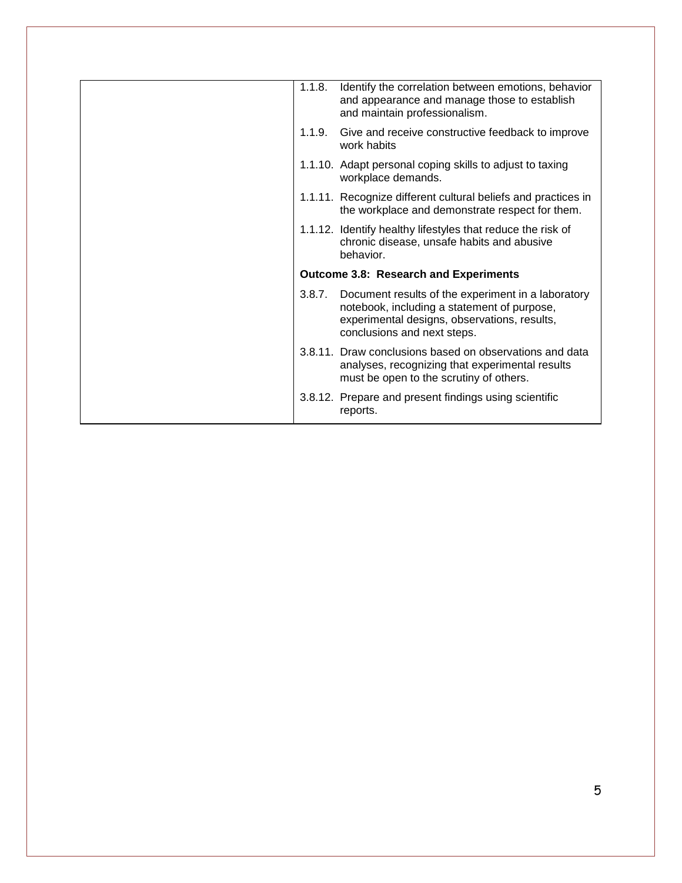| | |
|---|---|
| | 1.1.8. Identify the correlation between emotions, behavior and appearance and manage those to establish and maintain professionalism.<br><br>1.1.9. Give and receive constructive feedback to improve work habits<br><br>1.1.10. Adapt personal coping skills to adjust to taxing workplace demands.<br><br>1.1.11. Recognize different cultural beliefs and practices in the workplace and demonstrate respect for them.<br><br>1.1.12. Identify healthy lifestyles that reduce the risk of chronic disease, unsafe habits and abusive behavior.<br><br>**Outcome 3.8: Research and Experiments**<br><br>3.8.7. Document results of the experiment in a laboratory notebook, including a statement of purpose, experimental designs, observations, results, conclusions and next steps.<br><br>3.8.11. Draw conclusions based on observations and data analyses, recognizing that experimental results must be open to the scrutiny of others.<br><br>3.8.12. Prepare and present findings using scientific reports. |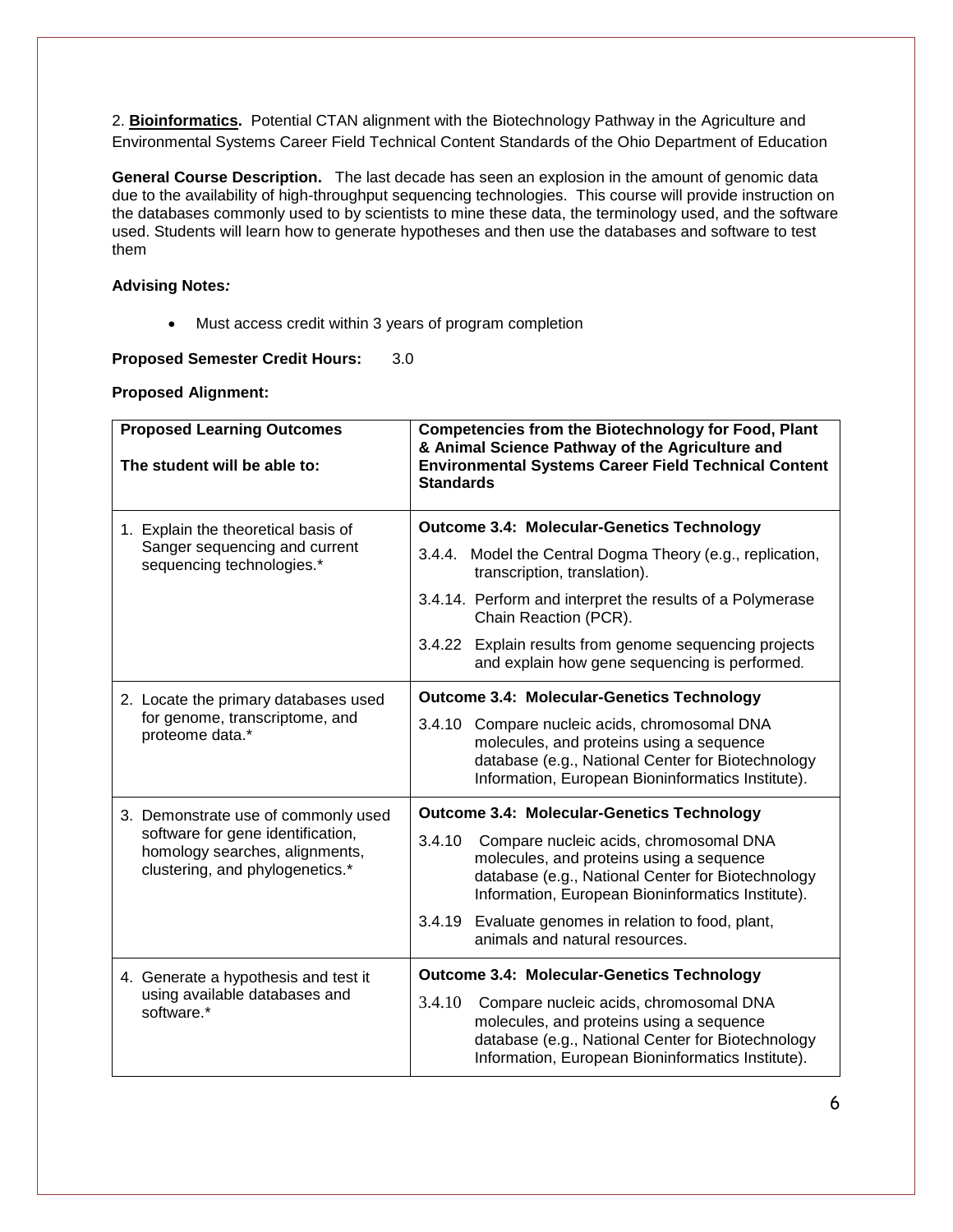2. **Bioinformatics.** Potential CTAN alignment with the Biotechnology Pathway in the Agriculture and Environmental Systems Career Field Technical Content Standards of the Ohio Department of Education

**General Course Description.** The last decade has seen an explosion in the amount of genomic data due to the availability of high-throughput sequencing technologies. This course will provide instruction on the databases commonly used to by scientists to mine these data, the terminology used, and the software used. Students will learn how to generate hypotheses and then use the databases and software to test them

**Advising Notes*:***

- Must access credit within 3 years of program completion

**Proposed Semester Credit Hours:** 3.0

**Proposed Alignment:**

| **Proposed Learning Outcomes**<br><br>**The student will be able to:** | **Competencies from the Biotechnology for Food, Plant & Animal Science Pathway of the Agriculture and Environmental Systems Career Field Technical Content Standards** |
|---|---|
| 1. Explain the theoretical basis of Sanger sequencing and current sequencing technologies.* | **Outcome 3.4: Molecular-Genetics Technology**<br>3.4.4. Model the Central Dogma Theory (e.g., replication, transcription, translation).<br>3.4.14. Perform and interpret the results of a Polymerase Chain Reaction (PCR).<br>3.4.22 Explain results from genome sequencing projects and explain how gene sequencing is performed*.* |
| 2. Locate the primary databases used for genome, transcriptome, and proteome data.* | **Outcome 3.4: Molecular-Genetics Technology**<br>3.4.10 Compare nucleic acids, chromosomal DNA molecules, and proteins using a sequence database (e.g., National Center for Biotechnology Information, European Bioninformatics Institute). |
| 3. Demonstrate use of commonly used software for gene identification, homology searches, alignments, clustering, and phylogenetics.* | **Outcome 3.4: Molecular-Genetics Technology**<br>3.4.10 Compare nucleic acids, chromosomal DNA molecules, and proteins using a sequence database (e.g., National Center for Biotechnology Information, European Bioninformatics Institute).<br>3.4.19 Evaluate genomes in relation to food, plant, animals and natural resources. |
| 4. Generate a hypothesis and test it using available databases and software.* | **Outcome 3.4: Molecular-Genetics Technology**<br>3.4.10 Compare nucleic acids, chromosomal DNA molecules, and proteins using a sequence database (e.g., National Center for Biotechnology Information, European Bioninformatics Institute). |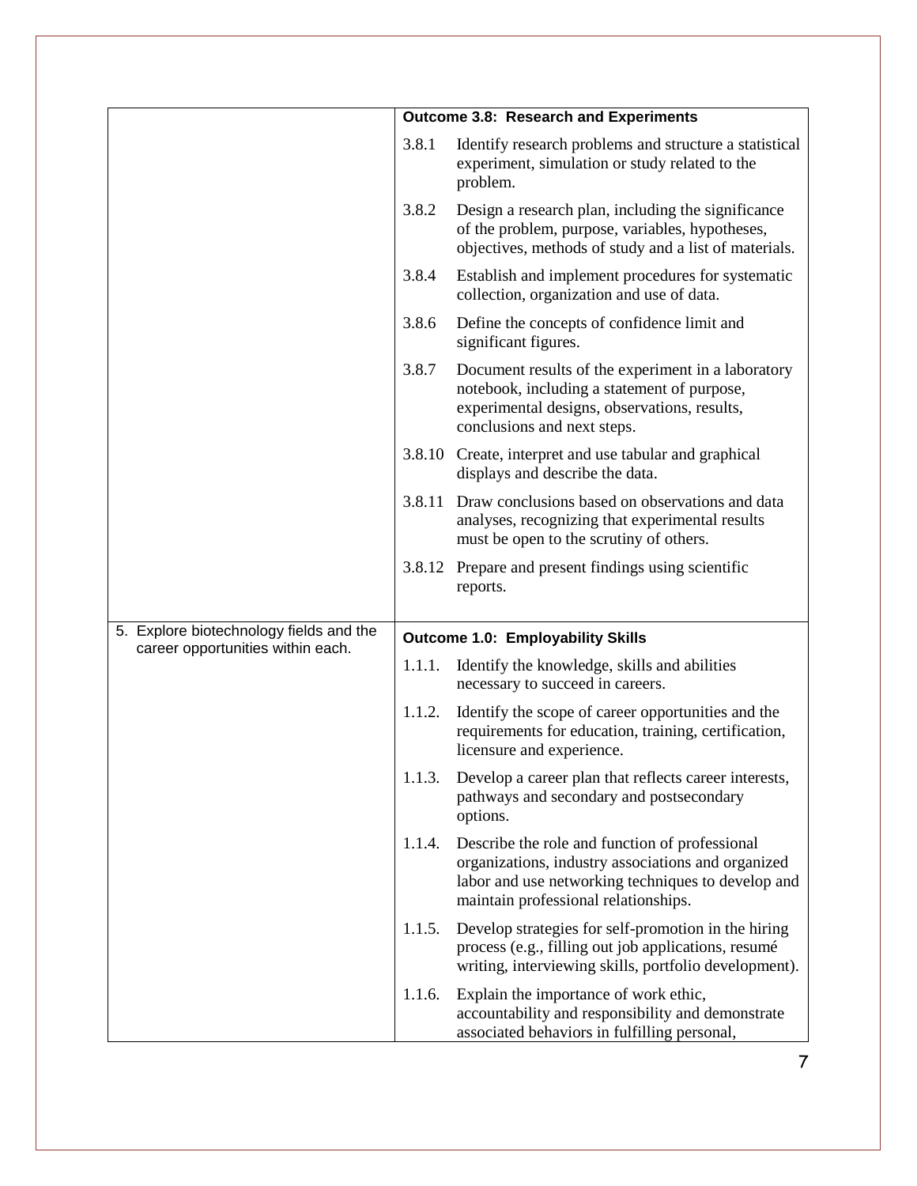| | |
|---|---|
| | **Outcome 3.8: Research and Experiments**<br>3.8.1 Identify research problems and structure a statistical experiment, simulation or study related to the problem.<br>3.8.2 Design a research plan, including the significance of the problem, purpose, variables, hypotheses, objectives, methods of study and a list of materials.<br>3.8.4 Establish and implement procedures for systematic collection, organization and use of data.<br>3.8.6 Define the concepts of confidence limit and significant figures.<br>3.8.7 Document results of the experiment in a laboratory notebook, including a statement of purpose, experimental designs, observations, results, conclusions and next steps.<br>3.8.10 Create, interpret and use tabular and graphical displays and describe the data.<br>3.8.11 Draw conclusions based on observations and data analyses, recognizing that experimental results must be open to the scrutiny of others.<br>3.8.12 Prepare and present findings using scientific reports. |
| 5. Explore biotechnology fields and the career opportunities within each. | **Outcome 1.0: Employability Skills**<br>1.1.1. Identify the knowledge, skills and abilities necessary to succeed in careers.<br>1.1.2. Identify the scope of career opportunities and the requirements for education, training, certification, licensure and experience.<br>1.1.3. Develop a career plan that reflects career interests, pathways and secondary and postsecondary options.<br>1.1.4. Describe the role and function of professional organizations, industry associations and organized labor and use networking techniques to develop and maintain professional relationships.<br>1.1.5. Develop strategies for self-promotion in the hiring process (e.g., filling out job applications, resumé writing, interviewing skills, portfolio development).<br>1.1.6. Explain the importance of work ethic, accountability and responsibility and demonstrate associated behaviors in fulfilling personal, |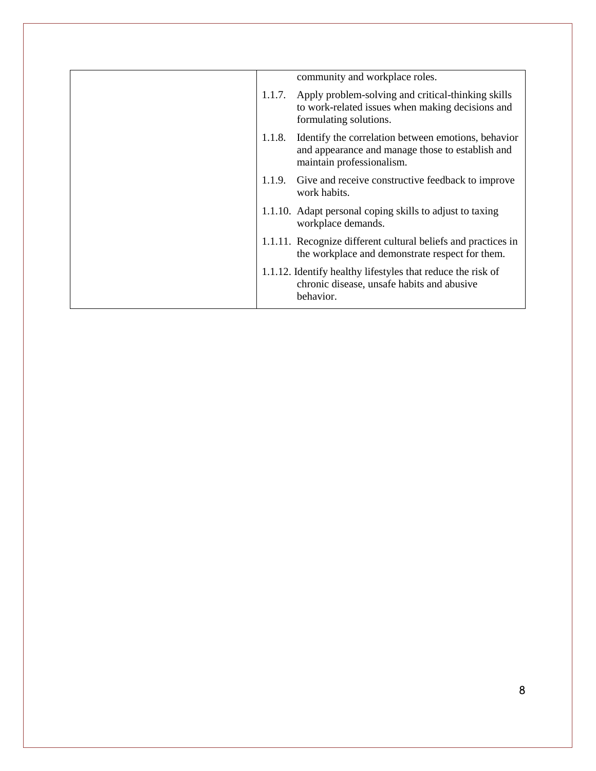| | |
|---|---|
| | community and workplace roles.<br>1.1.7. Apply problem-solving and critical-thinking skills to work-related issues when making decisions and formulating solutions.<br>1.1.8. Identify the correlation between emotions, behavior and appearance and manage those to establish and maintain professionalism.<br>1.1.9. Give and receive constructive feedback to improve work habits.<br>1.1.10. Adapt personal coping skills to adjust to taxing workplace demands.<br>1.1.11. Recognize different cultural beliefs and practices in the workplace and demonstrate respect for them.<br>1.1.12. Identify healthy lifestyles that reduce the risk of chronic disease, unsafe habits and abusive behavior. |